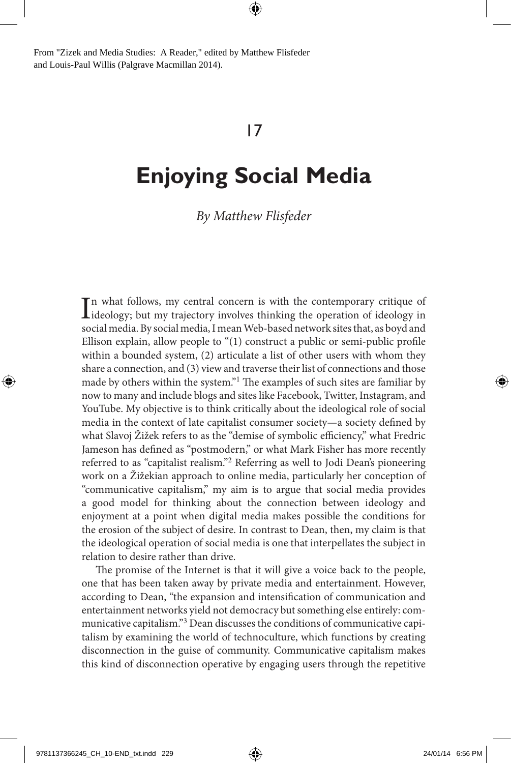From "Zizek and Media Studies: A Reader," edited by Matthew Flisfeder and Louis-Paul Willis (Palgrave Macmillan 2014).

17

# Enjoying Social Media

*By Matthew Flisfeder*

In what follows, my central concern is with the contemporary critique of ideology; but my trajectory involves thinking the operation of ideology in social media. By social media, I mean Web-based network sites that, as boyd and Ellison explain, allow people to "(1) construct a public or semi-public profile within a bounded system, (2) articulate a list of other users with whom they share a connection, and (3) view and traverse their list of connections and those made by others within the system."[1] The examples of such sites are familiar by now to many and include blogs and sites like Facebook, Twitter, Instagram, and YouTube. My objective is to think critically about the ideological role of social media in the context of late capitalist consumer society—a society defined by what Slavoj Žižek refers to as the "demise of symbolic efficiency," what Fredric Jameson has defined as "postmodern," or what Mark Fisher has more recently referred to as "capitalist realism."[2] Referring as well to Jodi Dean's pioneering work on a Žižekian approach to online media, particularly her conception of "communicative capitalism," my aim is to argue that social media provides a good model for thinking about the connection between ideology and enjoyment at a point when digital media makes possible the conditions for the erosion of the subject of desire. In contrast to Dean, then, my claim is that the ideological operation of social media is one that interpellates the subject in relation to desire rather than drive.

The promise of the Internet is that it will give a voice back to the people, one that has been taken away by private media and entertainment. However, according to Dean, "the expansion and intensification of communication and entertainment networks yield not democracy but something else entirely: communicative capitalism."[3] Dean discusses the conditions of communicative capitalism by examining the world of technoculture, which functions by creating disconnection in the guise of community. Communicative capitalism makes this kind of disconnection operative by engaging users through the repetitive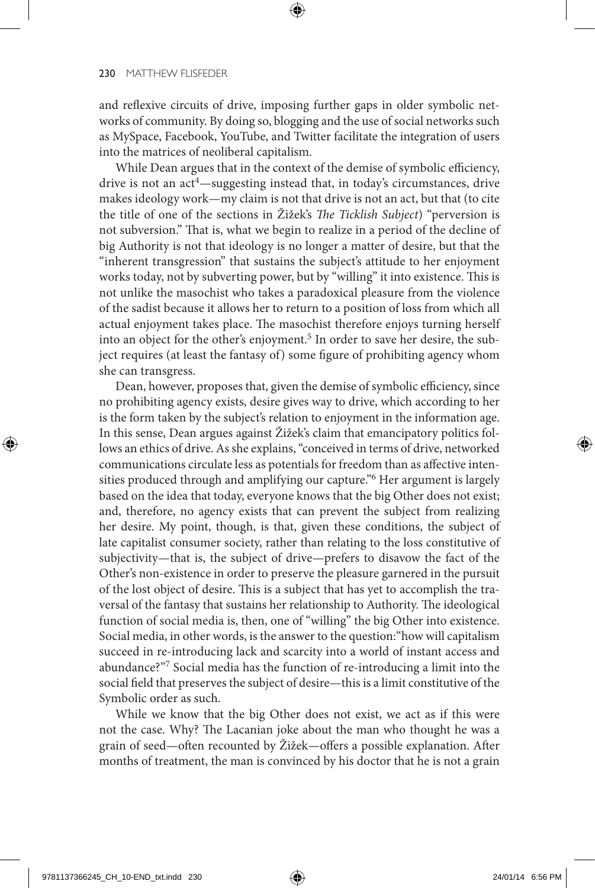and reflexive circuits of drive, imposing further gaps in older symbolic networks of community. By doing so, blogging and the use of social networks such as MySpace, Facebook, YouTube, and Twitter facilitate the integration of users into the matrices of neoliberal capitalism.

While Dean argues that in the context of the demise of symbolic efficiency, drive is not an act[4]—suggesting instead that, in today's circumstances, drive makes ideology work—my claim is not that drive is not an act, but that (to cite the title of one of the sections in Žižek's *The Ticklish Subject*) "perversion is not subversion." That is, what we begin to realize in a period of the decline of big Authority is not that ideology is no longer a matter of desire, but that the "inherent transgression" that sustains the subject's attitude to her enjoyment works today, not by subverting power, but by "willing" it into existence. This is not unlike the masochist who takes a paradoxical pleasure from the violence of the sadist because it allows her to return to a position of loss from which all actual enjoyment takes place. The masochist therefore enjoys turning herself into an object for the other's enjoyment.[5] In order to save her desire, the subject requires (at least the fantasy of) some figure of prohibiting agency whom she can transgress.

Dean, however, proposes that, given the demise of symbolic efficiency, since no prohibiting agency exists, desire gives way to drive, which according to her is the form taken by the subject's relation to enjoyment in the information age. In this sense, Dean argues against Žižek's claim that emancipatory politics follows an ethics of drive. As she explains, "conceived in terms of drive, networked communications circulate less as potentials for freedom than as affective intensities produced through and amplifying our capture."[6] Her argument is largely based on the idea that today, everyone knows that the big Other does not exist; and, therefore, no agency exists that can prevent the subject from realizing her desire. My point, though, is that, given these conditions, the subject of late capitalist consumer society, rather than relating to the loss constitutive of subjectivity—that is, the subject of drive—prefers to disavow the fact of the Other's non-existence in order to preserve the pleasure garnered in the pursuit of the lost object of desire. This is a subject that has yet to accomplish the traversal of the fantasy that sustains her relationship to Authority. The ideological function of social media is, then, one of "willing" the big Other into existence. Social media, in other words, is the answer to the question: "how will capitalism succeed in re-introducing lack and scarcity into a world of instant access and abundance?"[7] Social media has the function of re-introducing a limit into the social field that preserves the subject of desire—this is a limit constitutive of the Symbolic order as such.

While we know that the big Other does not exist, we act as if this were not the case. Why? The Lacanian joke about the man who thought he was a grain of seed—often recounted by Žižek—offers a possible explanation. After months of treatment, the man is convinced by his doctor that he is not a grain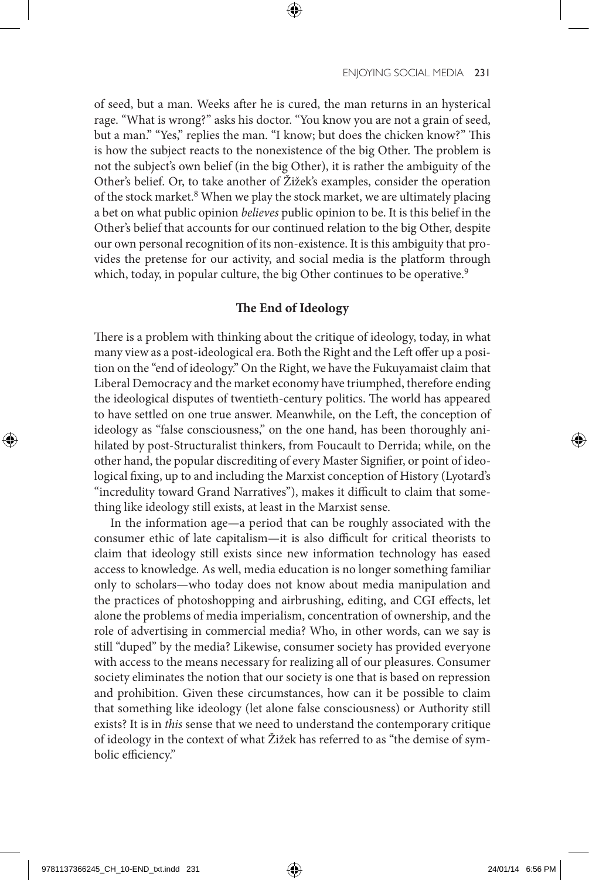of seed, but a man. Weeks after he is cured, the man returns in an hysterical rage. "What is wrong?" asks his doctor. "You know you are not a grain of seed, but a man." "Yes," replies the man. "I know; but does the chicken know?" This is how the subject reacts to the nonexistence of the big Other. The problem is not the subject's own belief (in the big Other), it is rather the ambiguity of the Other's belief. Or, to take another of Žižek's examples, consider the operation of the stock market.[8] When we play the stock market, we are ultimately placing a bet on what public opinion *believes* public opinion to be. It is this belief in the Other's belief that accounts for our continued relation to the big Other, despite our own personal recognition of its non-existence. It is this ambiguity that provides the pretense for our activity, and social media is the platform through which, today, in popular culture, the big Other continues to be operative.[9]

## The End of Ideology

There is a problem with thinking about the critique of ideology, today, in what many view as a post-ideological era. Both the Right and the Left offer up a position on the "end of ideology." On the Right, we have the Fukuyamaist claim that Liberal Democracy and the market economy have triumphed, therefore ending the ideological disputes of twentieth-century politics. The world has appeared to have settled on one true answer. Meanwhile, on the Left, the conception of ideology as "false consciousness," on the one hand, has been thoroughly anihilated by post-Structuralist thinkers, from Foucault to Derrida; while, on the other hand, the popular discrediting of every Master Signifier, or point of ideological fixing, up to and including the Marxist conception of History (Lyotard's "incredulity toward Grand Narratives"), makes it difficult to claim that something like ideology still exists, at least in the Marxist sense.

In the information age—a period that can be roughly associated with the consumer ethic of late capitalism—it is also difficult for critical theorists to claim that ideology still exists since new information technology has eased access to knowledge. As well, media education is no longer something familiar only to scholars—who today does not know about media manipulation and the practices of photoshopping and airbrushing, editing, and CGI effects, let alone the problems of media imperialism, concentration of ownership, and the role of advertising in commercial media? Who, in other words, can we say is still "duped" by the media? Likewise, consumer society has provided everyone with access to the means necessary for realizing all of our pleasures. Consumer society eliminates the notion that our society is one that is based on repression and prohibition. Given these circumstances, how can it be possible to claim that something like ideology (let alone false consciousness) or Authority still exists? It is in *this* sense that we need to understand the contemporary critique of ideology in the context of what Žižek has referred to as "the demise of symbolic efficiency."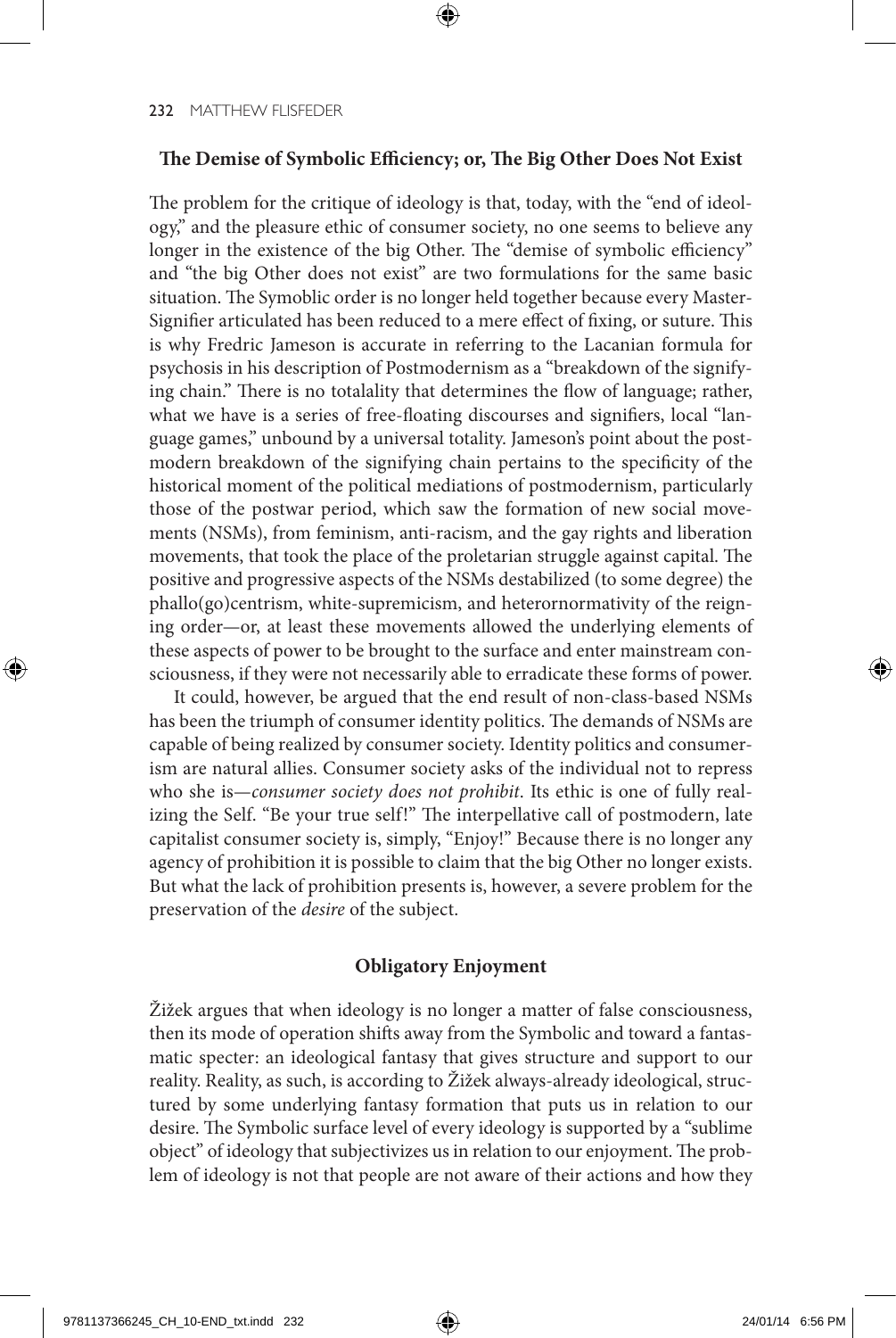### The Demise of Symbolic Efficiency; or, The Big Other Does Not Exist

The problem for the critique of ideology is that, today, with the "end of ideology," and the pleasure ethic of consumer society, no one seems to believe any longer in the existence of the big Other. The "demise of symbolic efficiency" and "the big Other does not exist" are two formulations for the same basic situation. The Symoblic order is no longer held together because every Master-Signifier articulated has been reduced to a mere effect of fixing, or suture. This is why Fredric Jameson is accurate in referring to the Lacanian formula for psychosis in his description of Postmodernism as a "breakdown of the signifying chain." There is no totalality that determines the flow of language; rather, what we have is a series of free-floating discourses and signifiers, local "language games," unbound by a universal totality. Jameson's point about the postmodern breakdown of the signifying chain pertains to the specificity of the historical moment of the political mediations of postmodernism, particularly those of the postwar period, which saw the formation of new social movements (NSMs), from feminism, anti-racism, and the gay rights and liberation movements, that took the place of the proletarian struggle against capital. The positive and progressive aspects of the NSMs destabilized (to some degree) the phallo(go)centrism, white-supremicism, and heterornormativity of the reigning order—or, at least these movements allowed the underlying elements of these aspects of power to be brought to the surface and enter mainstream consciousness, if they were not necessarily able to erradicate these forms of power.

It could, however, be argued that the end result of non-class-based NSMs has been the triumph of consumer identity politics. The demands of NSMs are capable of being realized by consumer society. Identity politics and consumerism are natural allies. Consumer society asks of the individual not to repress who she is—*consumer society does not prohibit*. Its ethic is one of fully realizing the Self. "Be your true self!" The interpellative call of postmodern, late capitalist consumer society is, simply, "Enjoy!" Because there is no longer any agency of prohibition it is possible to claim that the big Other no longer exists. But what the lack of prohibition presents is, however, a severe problem for the preservation of the *desire* of the subject.

### Obligatory Enjoyment

Žižek argues that when ideology is no longer a matter of false consciousness, then its mode of operation shifts away from the Symbolic and toward a fantasmatic specter: an ideological fantasy that gives structure and support to our reality. Reality, as such, is according to Žižek always-already ideological, structured by some underlying fantasy formation that puts us in relation to our desire. The Symbolic surface level of every ideology is supported by a "sublime object" of ideology that subjectivizes us in relation to our enjoyment. The problem of ideology is not that people are not aware of their actions and how they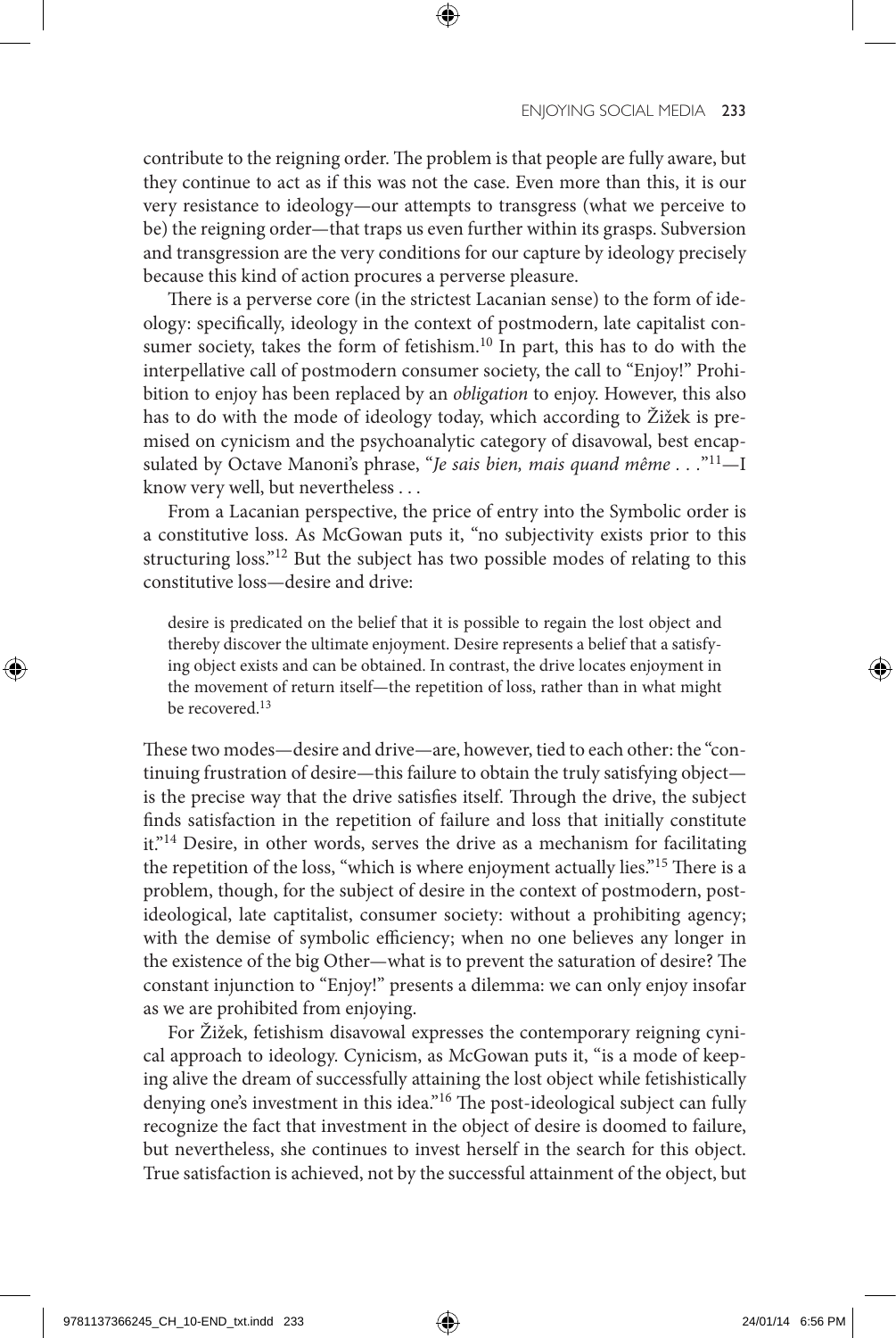contribute to the reigning order. The problem is that people are fully aware, but they continue to act as if this was not the case. Even more than this, it is our very resistance to ideology—our attempts to transgress (what we perceive to be) the reigning order—that traps us even further within its grasps. Subversion and transgression are the very conditions for our capture by ideology precisely because this kind of action procures a perverse pleasure.

There is a perverse core (in the strictest Lacanian sense) to the form of ideology: specifically, ideology in the context of postmodern, late capitalist consumer society, takes the form of fetishism.[10] In part, this has to do with the interpellative call of postmodern consumer society, the call to "Enjoy!" Prohibition to enjoy has been replaced by an *obligation* to enjoy. However, this also has to do with the mode of ideology today, which according to Žižek is premised on cynicism and the psychoanalytic category of disavowal, best encapsulated by Octave Manoni's phrase, "*Je sais bien, mais quand même . . .*"[11]—I know very well, but nevertheless . . .

From a Lacanian perspective, the price of entry into the Symbolic order is a constitutive loss. As McGowan puts it, "no subjectivity exists prior to this structuring loss."[12] But the subject has two possible modes of relating to this constitutive loss—desire and drive:

> desire is predicated on the belief that it is possible to regain the lost object and thereby discover the ultimate enjoyment. Desire represents a belief that a satisfying object exists and can be obtained. In contrast, the drive locates enjoyment in the movement of return itself—the repetition of loss, rather than in what might be recovered.[13]

These two modes—desire and drive—are, however, tied to each other: the "continuing frustration of desire—this failure to obtain the truly satisfying object—is the precise way that the drive satisfies itself. Through the drive, the subject finds satisfaction in the repetition of failure and loss that initially constitute it."[14] Desire, in other words, serves the drive as a mechanism for facilitating the repetition of the loss, "which is where enjoyment actually lies."[15] There is a problem, though, for the subject of desire in the context of postmodern, post-ideological, late captitalist, consumer society: without a prohibiting agency; with the demise of symbolic efficiency; when no one believes any longer in the existence of the big Other—what is to prevent the saturation of desire? The constant injunction to "Enjoy!" presents a dilemma: we can only enjoy insofar as we are prohibited from enjoying.

For Žižek, fetishism disavowal expresses the contemporary reigning cynical approach to ideology. Cynicism, as McGowan puts it, "is a mode of keeping alive the dream of successfully attaining the lost object while fetishistically denying one's investment in this idea."[16] The post-ideological subject can fully recognize the fact that investment in the object of desire is doomed to failure, but nevertheless, she continues to invest herself in the search for this object. True satisfaction is achieved, not by the successful attainment of the object, but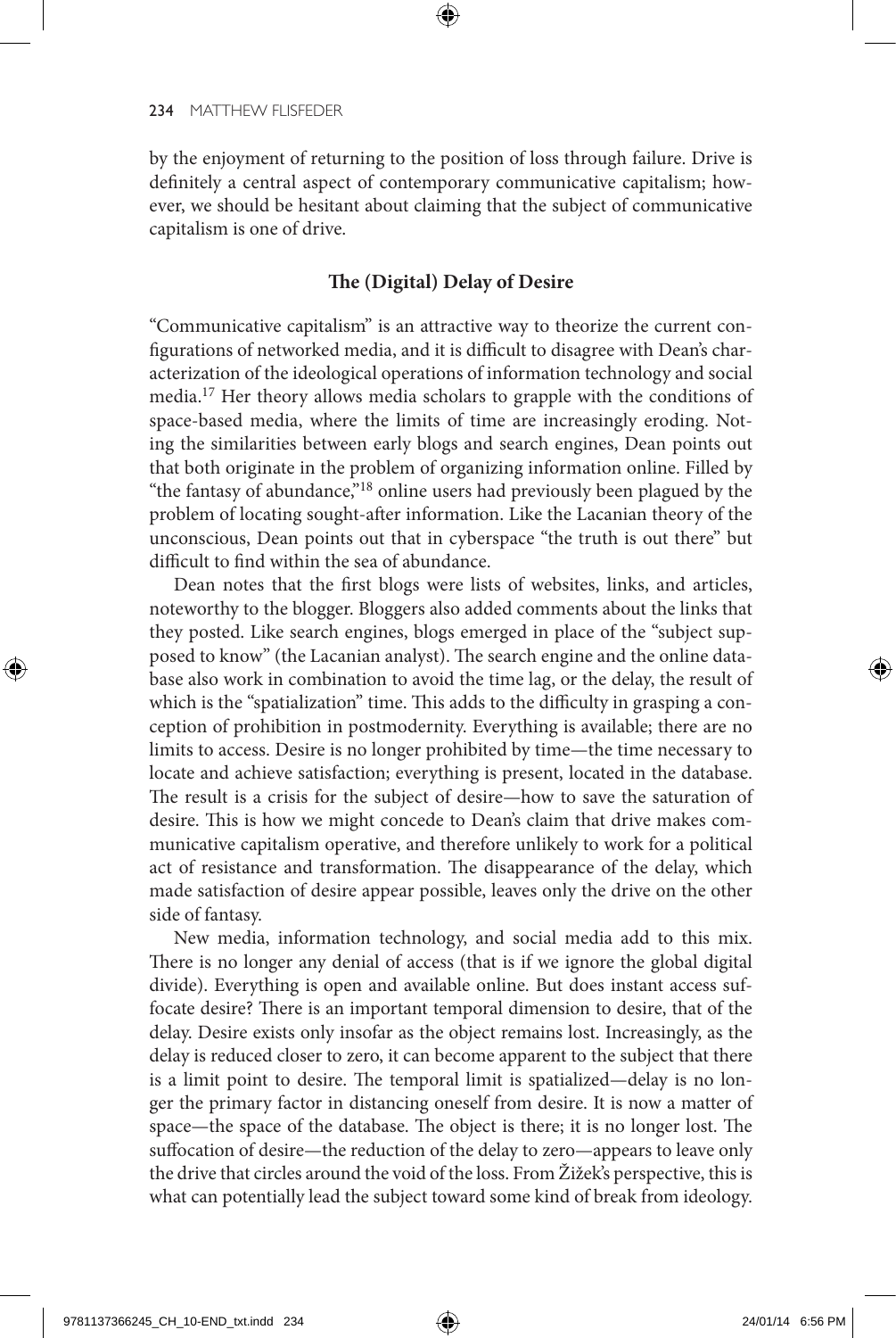by the enjoyment of returning to the position of loss through failure. Drive is definitely a central aspect of contemporary communicative capitalism; however, we should be hesitant about claiming that the subject of communicative capitalism is one of drive.

## The (Digital) Delay of Desire

"Communicative capitalism" is an attractive way to theorize the current configurations of networked media, and it is difficult to disagree with Dean's characterization of the ideological operations of information technology and social media.[17] Her theory allows media scholars to grapple with the conditions of space-based media, where the limits of time are increasingly eroding. Noting the similarities between early blogs and search engines, Dean points out that both originate in the problem of organizing information online. Filled by "the fantasy of abundance,"[18] online users had previously been plagued by the problem of locating sought-after information. Like the Lacanian theory of the unconscious, Dean points out that in cyberspace "the truth is out there" but difficult to find within the sea of abundance.

Dean notes that the first blogs were lists of websites, links, and articles, noteworthy to the blogger. Bloggers also added comments about the links that they posted. Like search engines, blogs emerged in place of the "subject supposed to know" (the Lacanian analyst). The search engine and the online database also work in combination to avoid the time lag, or the delay, the result of which is the "spatialization" time. This adds to the difficulty in grasping a conception of prohibition in postmodernity. Everything is available; there are no limits to access. Desire is no longer prohibited by time—the time necessary to locate and achieve satisfaction; everything is present, located in the database. The result is a crisis for the subject of desire—how to save the saturation of desire. This is how we might concede to Dean's claim that drive makes communicative capitalism operative, and therefore unlikely to work for a political act of resistance and transformation. The disappearance of the delay, which made satisfaction of desire appear possible, leaves only the drive on the other side of fantasy.

New media, information technology, and social media add to this mix. There is no longer any denial of access (that is if we ignore the global digital divide). Everything is open and available online. But does instant access suffocate desire? There is an important temporal dimension to desire, that of the delay. Desire exists only insofar as the object remains lost. Increasingly, as the delay is reduced closer to zero, it can become apparent to the subject that there is a limit point to desire. The temporal limit is spatialized—delay is no longer the primary factor in distancing oneself from desire. It is now a matter of space—the space of the database. The object is there; it is no longer lost. The suffocation of desire—the reduction of the delay to zero—appears to leave only the drive that circles around the void of the loss. From Žižek's perspective, this is what can potentially lead the subject toward some kind of break from ideology.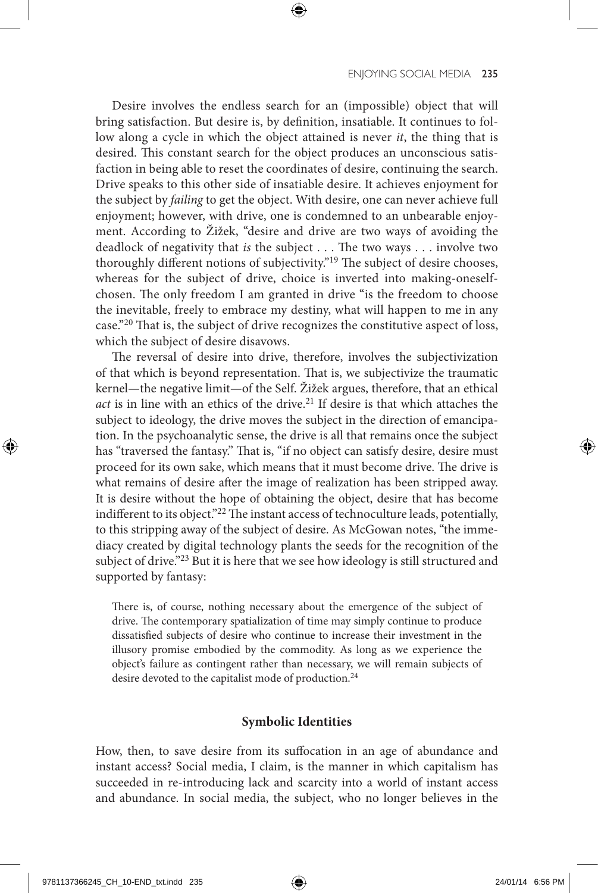Desire involves the endless search for an (impossible) object that will bring satisfaction. But desire is, by definition, insatiable. It continues to follow along a cycle in which the object attained is never *it*, the thing that is desired. This constant search for the object produces an unconscious satisfaction in being able to reset the coordinates of desire, continuing the search. Drive speaks to this other side of insatiable desire. It achieves enjoyment for the subject by *failing* to get the object. With desire, one can never achieve full enjoyment; however, with drive, one is condemned to an unbearable enjoyment. According to Žižek, "desire and drive are two ways of avoiding the deadlock of negativity that *is* the subject . . . The two ways . . . involve two thoroughly different notions of subjectivity."[19] The subject of desire chooses, whereas for the subject of drive, choice is inverted into making-oneself-chosen. The only freedom I am granted in drive "is the freedom to choose the inevitable, freely to embrace my destiny, what will happen to me in any case."[20] That is, the subject of drive recognizes the constitutive aspect of loss, which the subject of desire disavows.

The reversal of desire into drive, therefore, involves the subjectivization of that which is beyond representation. That is, we subjectivize the traumatic kernel—the negative limit—of the Self. Žižek argues, therefore, that an ethical *act* is in line with an ethics of the drive.[21] If desire is that which attaches the subject to ideology, the drive moves the subject in the direction of emancipation. In the psychoanalytic sense, the drive is all that remains once the subject has "traversed the fantasy." That is, "if no object can satisfy desire, desire must proceed for its own sake, which means that it must become drive. The drive is what remains of desire after the image of realization has been stripped away. It is desire without the hope of obtaining the object, desire that has become indifferent to its object."[22] The instant access of technoculture leads, potentially, to this stripping away of the subject of desire. As McGowan notes, "the immediacy created by digital technology plants the seeds for the recognition of the subject of drive."[23] But it is here that we see how ideology is still structured and supported by fantasy:

> There is, of course, nothing necessary about the emergence of the subject of drive. The contemporary spatialization of time may simply continue to produce dissatisfied subjects of desire who continue to increase their investment in the illusory promise embodied by the commodity. As long as we experience the object's failure as contingent rather than necessary, we will remain subjects of desire devoted to the capitalist mode of production.[24]

## Symbolic Identities

How, then, to save desire from its suffocation in an age of abundance and instant access? Social media, I claim, is the manner in which capitalism has succeeded in re-introducing lack and scarcity into a world of instant access and abundance. In social media, the subject, who no longer believes in the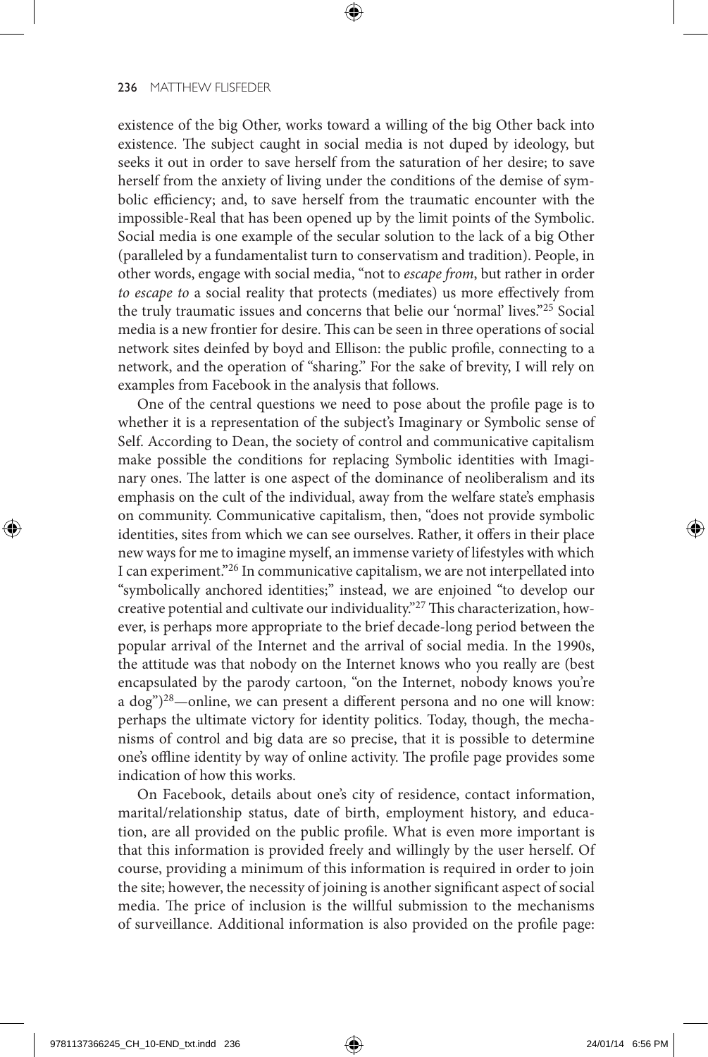existence of the big Other, works toward a willing of the big Other back into existence. The subject caught in social media is not duped by ideology, but seeks it out in order to save herself from the saturation of her desire; to save herself from the anxiety of living under the conditions of the demise of symbolic efficiency; and, to save herself from the traumatic encounter with the impossible-Real that has been opened up by the limit points of the Symbolic. Social media is one example of the secular solution to the lack of a big Other (paralleled by a fundamentalist turn to conservatism and tradition). People, in other words, engage with social media, "not to *escape from*, but rather in order *to escape to* a social reality that protects (mediates) us more effectively from the truly traumatic issues and concerns that belie our 'normal' lives."[25] Social media is a new frontier for desire. This can be seen in three operations of social network sites deinfed by boyd and Ellison: the public profile, connecting to a network, and the operation of "sharing." For the sake of brevity, I will rely on examples from Facebook in the analysis that follows.

One of the central questions we need to pose about the profile page is to whether it is a representation of the subject's Imaginary or Symbolic sense of Self. According to Dean, the society of control and communicative capitalism make possible the conditions for replacing Symbolic identities with Imaginary ones. The latter is one aspect of the dominance of neoliberalism and its emphasis on the cult of the individual, away from the welfare state's emphasis on community. Communicative capitalism, then, "does not provide symbolic identities, sites from which we can see ourselves. Rather, it offers in their place new ways for me to imagine myself, an immense variety of lifestyles with which I can experiment."[26] In communicative capitalism, we are not interpellated into "symbolically anchored identities;" instead, we are enjoined "to develop our creative potential and cultivate our individuality."[27] This characterization, however, is perhaps more appropriate to the brief decade-long period between the popular arrival of the Internet and the arrival of social media. In the 1990s, the attitude was that nobody on the Internet knows who you really are (best encapsulated by the parody cartoon, "on the Internet, nobody knows you're a dog")[28]—online, we can present a different persona and no one will know: perhaps the ultimate victory for identity politics. Today, though, the mechanisms of control and big data are so precise, that it is possible to determine one's offline identity by way of online activity. The profile page provides some indication of how this works.

On Facebook, details about one's city of residence, contact information, marital/relationship status, date of birth, employment history, and education, are all provided on the public profile. What is even more important is that this information is provided freely and willingly by the user herself. Of course, providing a minimum of this information is required in order to join the site; however, the necessity of joining is another significant aspect of social media. The price of inclusion is the willful submission to the mechanisms of surveillance. Additional information is also provided on the profile page: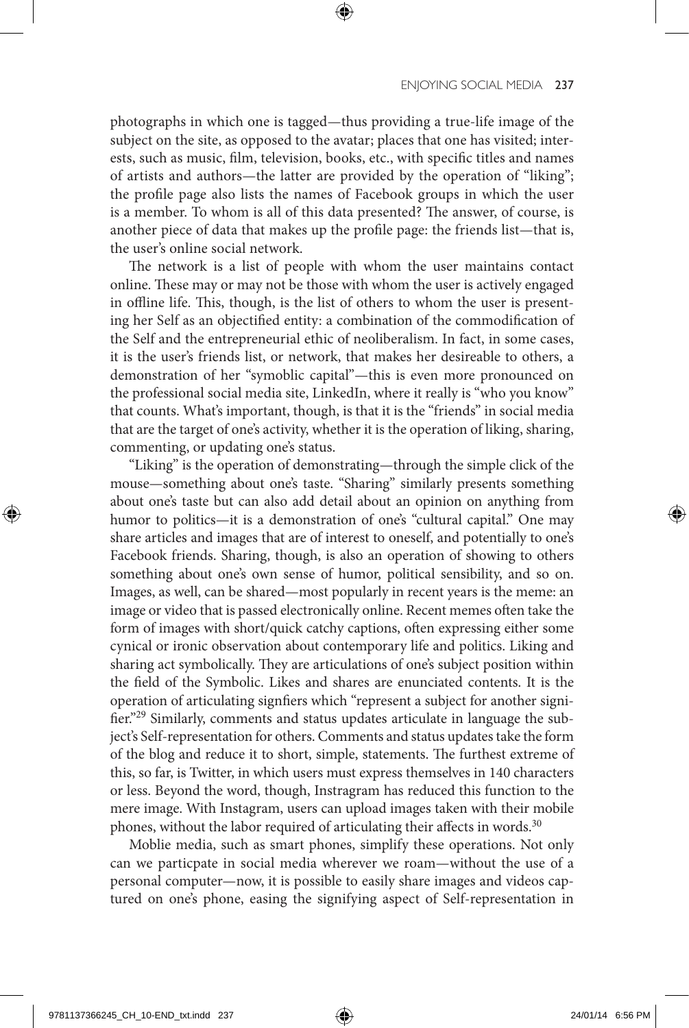photographs in which one is tagged—thus providing a true-life image of the subject on the site, as opposed to the avatar; places that one has visited; interests, such as music, film, television, books, etc., with specific titles and names of artists and authors—the latter are provided by the operation of "liking"; the profile page also lists the names of Facebook groups in which the user is a member. To whom is all of this data presented? The answer, of course, is another piece of data that makes up the profile page: the friends list—that is, the user's online social network.

The network is a list of people with whom the user maintains contact online. These may or may not be those with whom the user is actively engaged in offline life. This, though, is the list of others to whom the user is presenting her Self as an objectified entity: a combination of the commodification of the Self and the entrepreneurial ethic of neoliberalism. In fact, in some cases, it is the user's friends list, or network, that makes her desireable to others, a demonstration of her "symoblic capital"—this is even more pronounced on the professional social media site, LinkedIn, where it really is "who you know" that counts. What's important, though, is that it is the "friends" in social media that are the target of one's activity, whether it is the operation of liking, sharing, commenting, or updating one's status.

"Liking" is the operation of demonstrating—through the simple click of the mouse—something about one's taste. "Sharing" similarly presents something about one's taste but can also add detail about an opinion on anything from humor to politics—it is a demonstration of one's "cultural capital." One may share articles and images that are of interest to oneself, and potentially to one's Facebook friends. Sharing, though, is also an operation of showing to others something about one's own sense of humor, political sensibility, and so on. Images, as well, can be shared—most popularly in recent years is the meme: an image or video that is passed electronically online. Recent memes often take the form of images with short/quick catchy captions, often expressing either some cynical or ironic observation about contemporary life and politics. Liking and sharing act symbolically. They are articulations of one's subject position within the field of the Symbolic. Likes and shares are enunciated contents. It is the operation of articulating signfiers which "represent a subject for another signifier."[29] Similarly, comments and status updates articulate in language the subject's Self-representation for others. Comments and status updates take the form of the blog and reduce it to short, simple, statements. The furthest extreme of this, so far, is Twitter, in which users must express themselves in 140 characters or less. Beyond the word, though, Instragram has reduced this function to the mere image. With Instagram, users can upload images taken with their mobile phones, without the labor required of articulating their affects in words.[30]

Moblie media, such as smart phones, simplify these operations. Not only can we particpate in social media wherever we roam—without the use of a personal computer—now, it is possible to easily share images and videos captured on one's phone, easing the signifying aspect of Self-representation in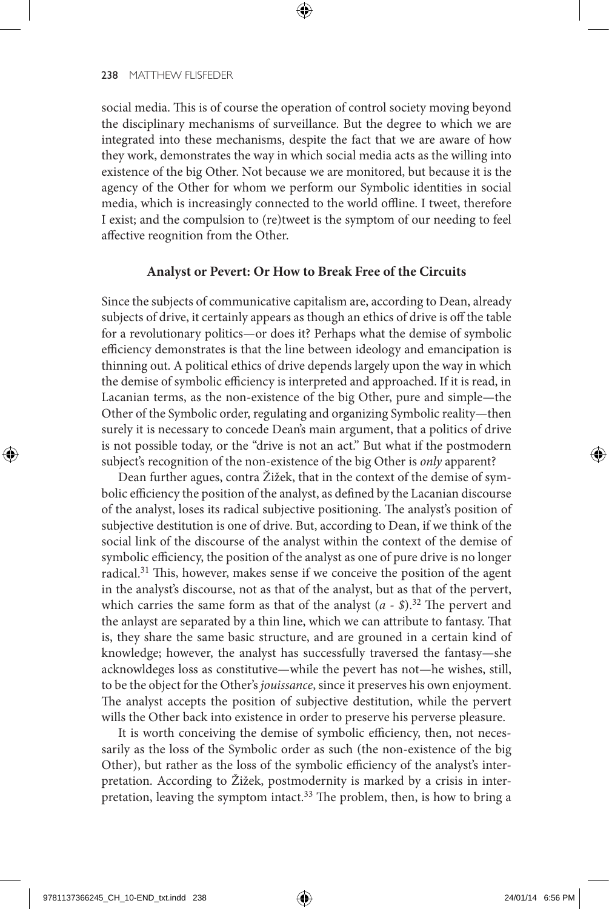social media. This is of course the operation of control society moving beyond the disciplinary mechanisms of surveillance. But the degree to which we are integrated into these mechanisms, despite the fact that we are aware of how they work, demonstrates the way in which social media acts as the willing into existence of the big Other. Not because we are monitored, but because it is the agency of the Other for whom we perform our Symbolic identities in social media, which is increasingly connected to the world offline. I tweet, therefore I exist; and the compulsion to (re)tweet is the symptom of our needing to feel affective reognition from the Other.

### Analyst or Pevert: Or How to Break Free of the Circuits

Since the subjects of communicative capitalism are, according to Dean, already subjects of drive, it certainly appears as though an ethics of drive is off the table for a revolutionary politics—or does it? Perhaps what the demise of symbolic efficiency demonstrates is that the line between ideology and emancipation is thinning out. A political ethics of drive depends largely upon the way in which the demise of symbolic efficiency is interpreted and approached. If it is read, in Lacanian terms, as the non-existence of the big Other, pure and simple—the Other of the Symbolic order, regulating and organizing Symbolic reality—then surely it is necessary to concede Dean's main argument, that a politics of drive is not possible today, or the "drive is not an act." But what if the postmodern subject's recognition of the non-existence of the big Other is *only* apparent?

Dean further agues, contra Žižek, that in the context of the demise of symbolic efficiency the position of the analyst, as defined by the Lacanian discourse of the analyst, loses its radical subjective positioning. The analyst's position of subjective destitution is one of drive. But, according to Dean, if we think of the social link of the discourse of the analyst within the context of the demise of symbolic efficiency, the position of the analyst as one of pure drive is no longer radical.[31] This, however, makes sense if we conceive the position of the agent in the analyst's discourse, not as that of the analyst, but as that of the pervert, which carries the same form as that of the analyst ($a$ - $\$$).[32] The pervert and the anlayst are separated by a thin line, which we can attribute to fantasy. That is, they share the same basic structure, and are grouned in a certain kind of knowledge; however, the analyst has successfully traversed the fantasy—she acknowldeges loss as constitutive—while the pevert has not—he wishes, still, to be the object for the Other's *jouissance*, since it preserves his own enjoyment. The analyst accepts the position of subjective destitution, while the pervert wills the Other back into existence in order to preserve his perverse pleasure.

It is worth conceiving the demise of symbolic efficiency, then, not necessarily as the loss of the Symbolic order as such (the non-existence of the big Other), but rather as the loss of the symbolic efficiency of the analyst's interpretation. According to Žižek, postmodernity is marked by a crisis in interpretation, leaving the symptom intact.[33] The problem, then, is how to bring a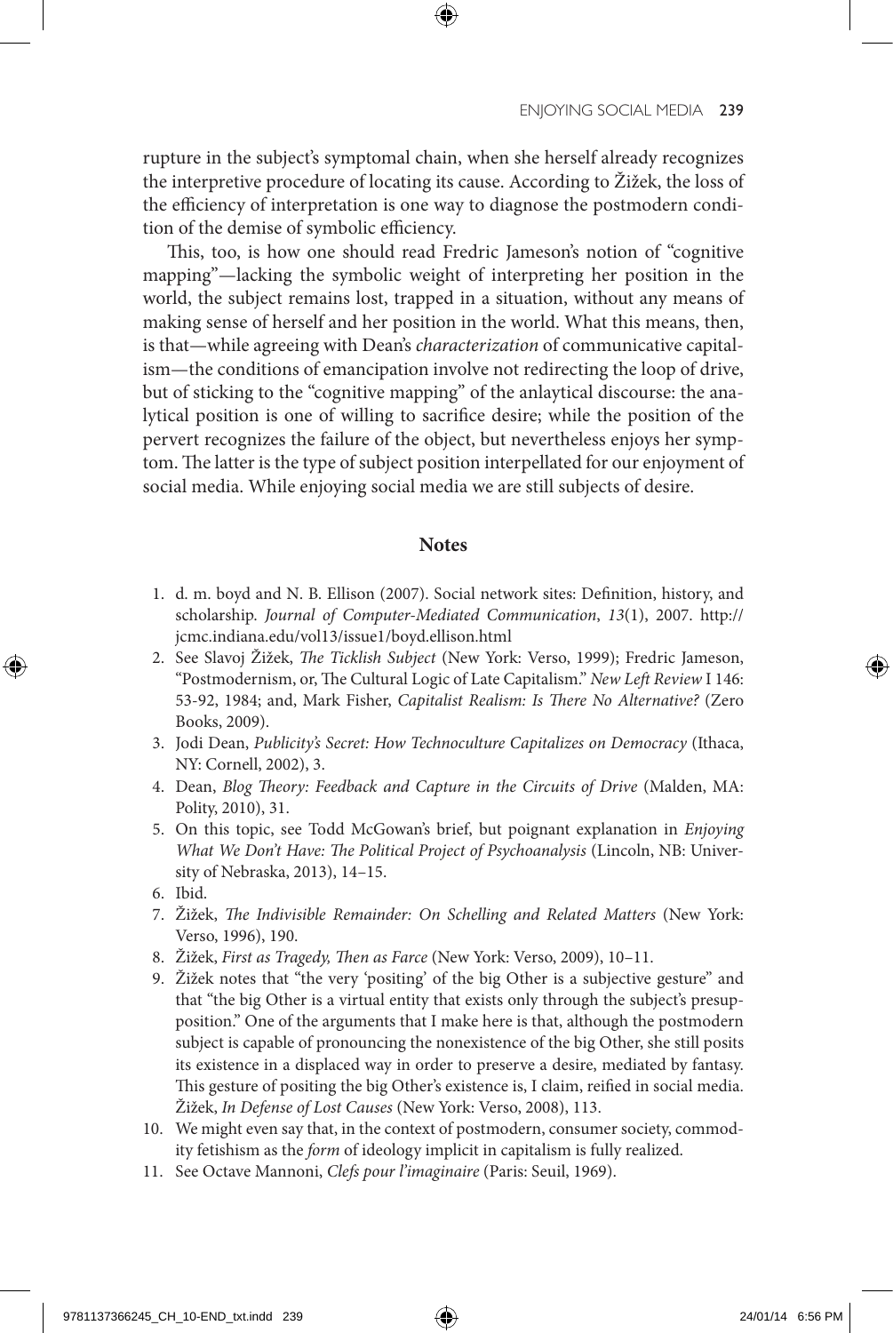rupture in the subject's symptomal chain, when she herself already recognizes the interpretive procedure of locating its cause. According to Žižek, the loss of the efficiency of interpretation is one way to diagnose the postmodern condition of the demise of symbolic efficiency.

This, too, is how one should read Fredric Jameson's notion of "cognitive mapping"—lacking the symbolic weight of interpreting her position in the world, the subject remains lost, trapped in a situation, without any means of making sense of herself and her position in the world. What this means, then, is that—while agreeing with Dean's *characterization* of communicative capitalism—the conditions of emancipation involve not redirecting the loop of drive, but of sticking to the "cognitive mapping" of the anlaytical discourse: the analytical position is one of willing to sacrifice desire; while the position of the pervert recognizes the failure of the object, but nevertheless enjoys her symptom. The latter is the type of subject position interpellated for our enjoyment of social media. While enjoying social media we are still subjects of desire.

## Notes

1. d. m. boyd and N. B. Ellison (2007). Social network sites: Definition, history, and scholarship. *Journal of Computer-Mediated Communication*, *13*(1), 2007. http://jcmc.indiana.edu/vol13/issue1/boyd.ellison.html
2. See Slavoj Žižek, *The Ticklish Subject* (New York: Verso, 1999); Fredric Jameson, "Postmodernism, or, The Cultural Logic of Late Capitalism." *New Left Review* I 146: 53-92, 1984; and, Mark Fisher, *Capitalist Realism: Is There No Alternative?* (Zero Books, 2009).
3. Jodi Dean, *Publicity's Secret: How Technoculture Capitalizes on Democracy* (Ithaca, NY: Cornell, 2002), 3.
4. Dean, *Blog Theory: Feedback and Capture in the Circuits of Drive* (Malden, MA: Polity, 2010), 31.
5. On this topic, see Todd McGowan's brief, but poignant explanation in *Enjoying What We Don't Have: The Political Project of Psychoanalysis* (Lincoln, NB: University of Nebraska, 2013), 14–15.
6. Ibid.
7. Žižek, *The Indivisible Remainder: On Schelling and Related Matters* (New York: Verso, 1996), 190.
8. Žižek, *First as Tragedy, Then as Farce* (New York: Verso, 2009), 10–11.
9. Žižek notes that "the very 'positing' of the big Other is a subjective gesture" and that "the big Other is a virtual entity that exists only through the subject's presupposition." One of the arguments that I make here is that, although the postmodern subject is capable of pronouncing the nonexistence of the big Other, she still posits its existence in a displaced way in order to preserve a desire, mediated by fantasy. This gesture of positing the big Other's existence is, I claim, reified in social media. Žižek, *In Defense of Lost Causes* (New York: Verso, 2008), 113.
10. We might even say that, in the context of postmodern, consumer society, commodity fetishism as the *form* of ideology implicit in capitalism is fully realized.
11. See Octave Mannoni, *Clefs pour l'imaginaire* (Paris: Seuil, 1969).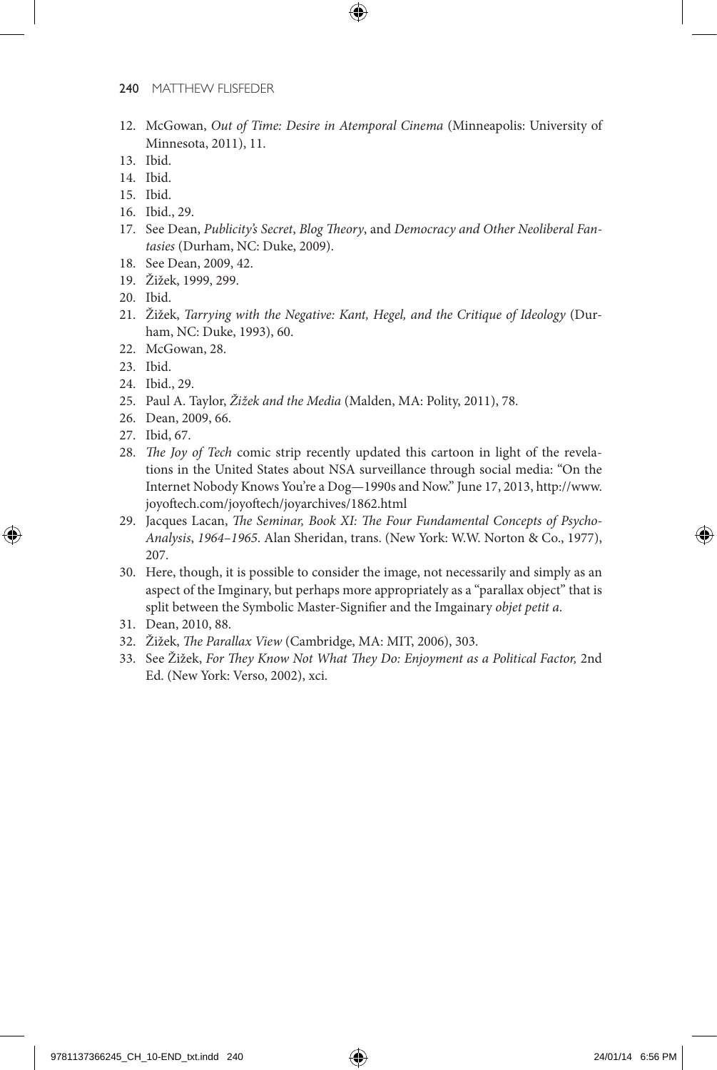12. McGowan, *Out of Time: Desire in Atemporal Cinema* (Minneapolis: University of Minnesota, 2011), 11.
13. Ibid.
14. Ibid.
15. Ibid.
16. Ibid., 29.
17. See Dean, *Publicity's Secret*, *Blog Theory*, and *Democracy and Other Neoliberal Fantasies* (Durham, NC: Duke, 2009).
18. See Dean, 2009, 42.
19. Žižek, 1999, 299.
20. Ibid.
21. Žižek, *Tarrying with the Negative: Kant, Hegel, and the Critique of Ideology* (Durham, NC: Duke, 1993), 60.
22. McGowan, 28.
23. Ibid.
24. Ibid., 29.
25. Paul A. Taylor, *Žižek and the Media* (Malden, MA: Polity, 2011), 78.
26. Dean, 2009, 66.
27. Ibid, 67.
28. *The Joy of Tech* comic strip recently updated this cartoon in light of the revelations in the United States about NSA surveillance through social media: "On the Internet Nobody Knows You're a Dog—1990s and Now." June 17, 2013, http://www.joyoftech.com/joyoftech/joyarchives/1862.html
29. Jacques Lacan, *The Seminar, Book XI: The Four Fundamental Concepts of Psycho-Analysis*, *1964–1965*. Alan Sheridan, trans. (New York: W.W. Norton & Co., 1977), 207.
30. Here, though, it is possible to consider the image, not necessarily and simply as an aspect of the Imginary, but perhaps more appropriately as a "parallax object" that is split between the Symbolic Master-Signifier and the Imgainary *objet petit a*.
31. Dean, 2010, 88.
32. Žižek, *The Parallax View* (Cambridge, MA: MIT, 2006), 303.
33. See Žižek, *For They Know Not What They Do: Enjoyment as a Political Factor,* 2nd Ed. (New York: Verso, 2002), xci.